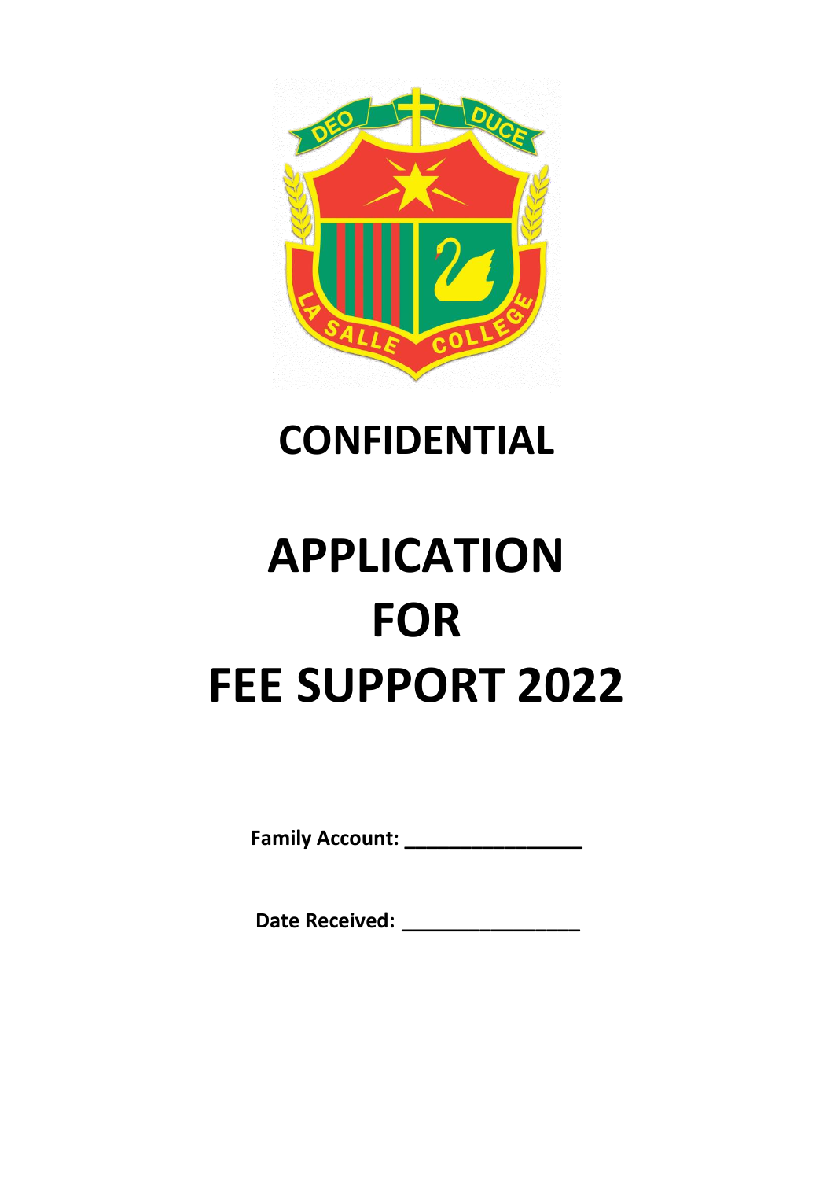# CONFIDENTIAL

# APPLICATION FOR FEE SUPPORT 2022

**Family Account: ________________**

**Date Received: ________________**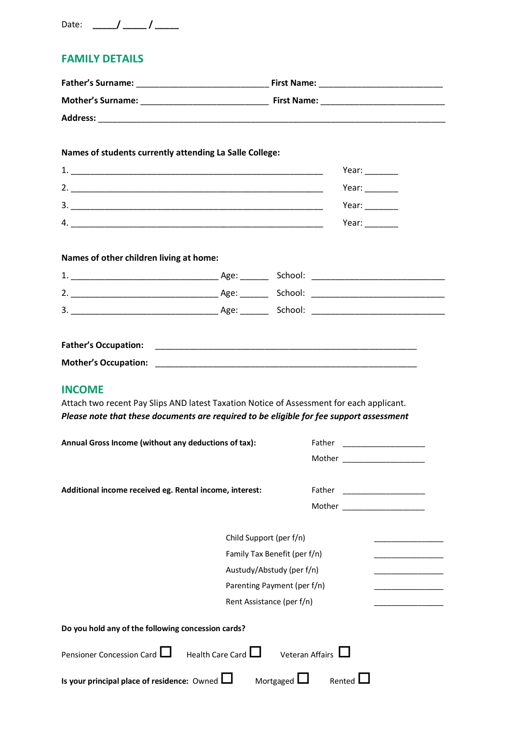Date: _____/ _____/ _____

## FAMILY DETAILS

**Father's Surname:** ____________________________ **First Name:** __________________________

**Mother's Surname:** ___________________________ **First Name:** __________________________

**Address:** ________________________________________________________________________

**Names of students currently attending La Salle College:**

1. ______________________________________________________ Year: _______
2. ______________________________________________________ Year: _______
3. ______________________________________________________ Year: _______
4. ______________________________________________________ Year: _______

**Names of other children living at home:**

1. _______________________________ Age: ______ School: ____________________________
2. _______________________________ Age: ______ School: ____________________________
3. _______________________________ Age: ______ School: ____________________________

**Father's Occupation:** _______________________________________________________

**Mother's Occupation:** _______________________________________________________

## INCOME

Attach two recent Pay Slips AND latest Taxation Notice of Assessment for each applicant.
***Please note that these documents are required to be eligible for fee support assessment***

**Annual Gross Income (without any deductions of tax):** Father ___________________
Mother ___________________

**Additional income received eg. Rental income, interest:** Father ___________________
Mother ___________________

Child Support (per f/n) ________________

Family Tax Benefit (per f/n) ________________

Austudy/Abstudy (per f/n) ________________

Parenting Payment (per f/n) ________________

Rent Assistance (per f/n) ________________

**Do you hold any of the following concession cards?**

Pensioner Concession Card ☐ Health Care Card ☐ Veteran Affairs ☐

**Is your principal place of residence:** Owned ☐ Mortgaged ☐ Rented ☐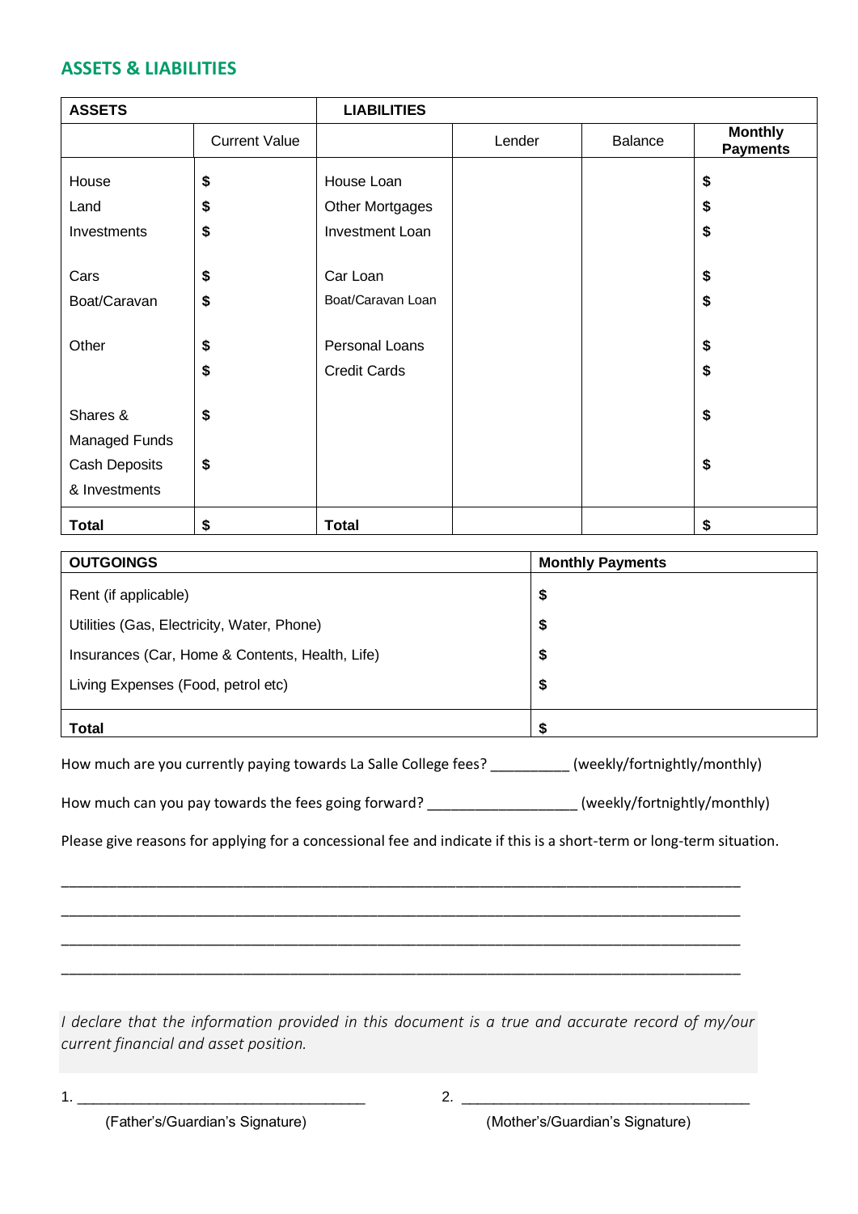## ASSETS & LIABILITIES

| ASSETS | | LIABILITIES | | | |
|---|---|---|---|---|---|
| | Current Value | | Lender | Balance | Monthly Payments |
| House | $ | House Loan | | | $ |
| Land | $ | Other Mortgages | | | $ |
| Investments | $ | Investment Loan | | | $ |
| Cars | $ | Car Loan | | | $ |
| Boat/Caravan | $ | Boat/Caravan Loan | | | $ |
| Other | $ | Personal Loans | | | $ |
| | $ | Credit Cards | | | $ |
| Shares & Managed Funds | $ | | | | $ |
| Cash Deposits & Investments | $ | | | | $ |
| **Total** | **$** | **Total** | | | **$** |

| OUTGOINGS | Monthly Payments |
|---|---|
| Rent (if applicable) | $ |
| Utilities (Gas, Electricity, Water, Phone) | $ |
| Insurances (Car, Home & Contents, Health, Life) | $ |
| Living Expenses (Food, petrol etc) | $ |
| **Total** | **$** |

How much are you currently paying towards La Salle College fees? __________ (weekly/fortnightly/monthly)

How much can you pay towards the fees going forward? ___________________ (weekly/fortnightly/monthly)

Please give reasons for applying for a concessional fee and indicate if this is a short-term or long-term situation.

_____________________________________________________________________________________

_____________________________________________________________________________________

_____________________________________________________________________________________

_____________________________________________________________________________________

*I declare that the information provided in this document is a true and accurate record of my/our current financial and asset position.*

1. _____________________________________
(Father's/Guardian's Signature)

2. _____________________________________
(Mother's/Guardian's Signature)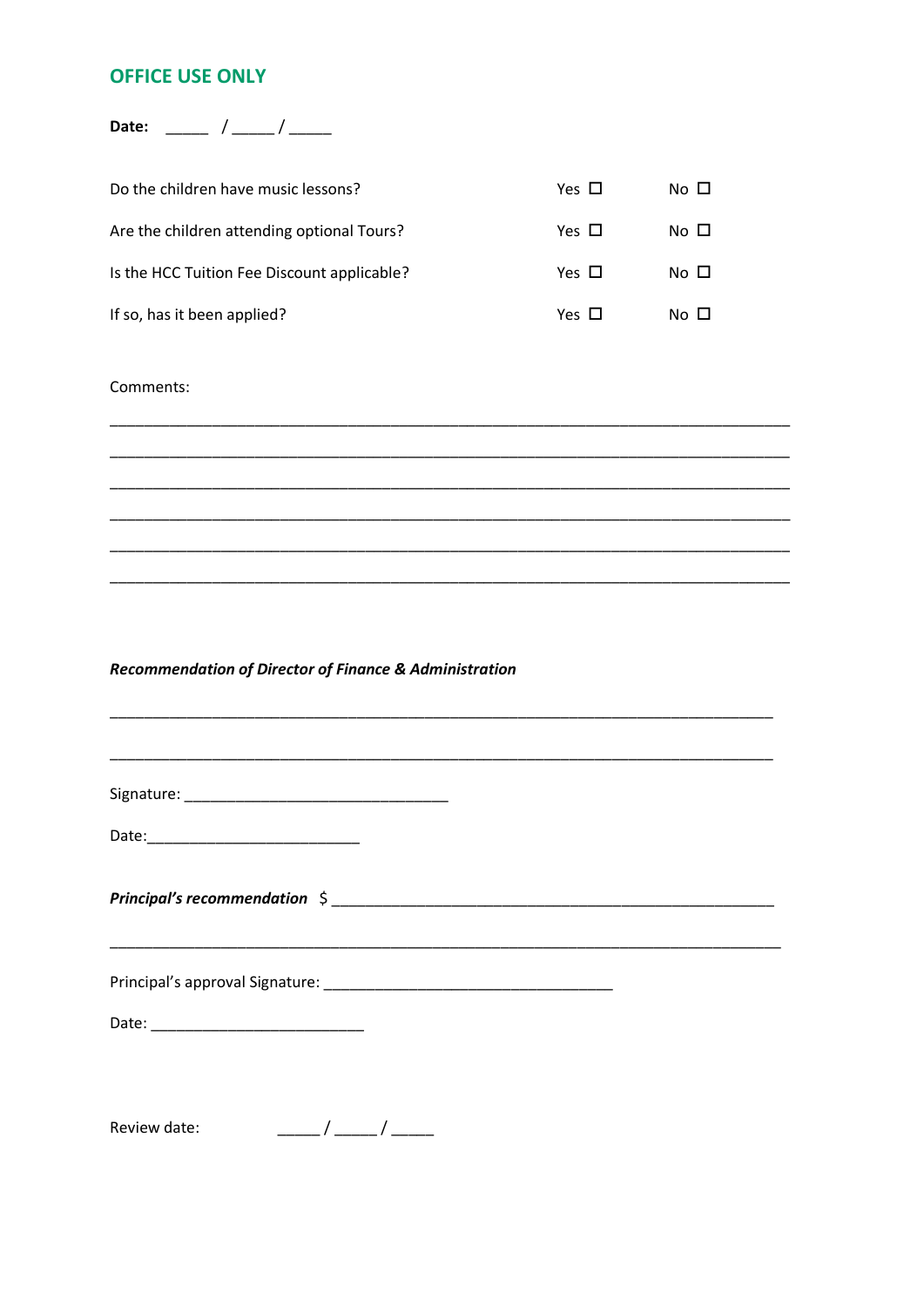## OFFICE USE ONLY

**Date:** _____ / _____ / _____

| | | |
|---|---|---|
| Do the children have music lessons? | Yes ☐ | No ☐ |
| Are the children attending optional Tours? | Yes ☐ | No ☐ |
| Is the HCC Tuition Fee Discount applicable? | Yes ☐ | No ☐ |
| If so, has it been applied? | Yes ☐ | No ☐ |

Comments:

_______________________________________________________________________________

_______________________________________________________________________________

_______________________________________________________________________________

_______________________________________________________________________________

_______________________________________________________________________________

_______________________________________________________________________________

***Recommendation of Director of Finance & Administration***

_______________________________________________________________________________

_______________________________________________________________________________

Signature: _______________________________

Date:_________________________

***Principal's recommendation*** $ ____________________________________________________

_______________________________________________________________________________

Principal's approval Signature: __________________________________

Date: _________________________

Review date: _____ / _____ / _____